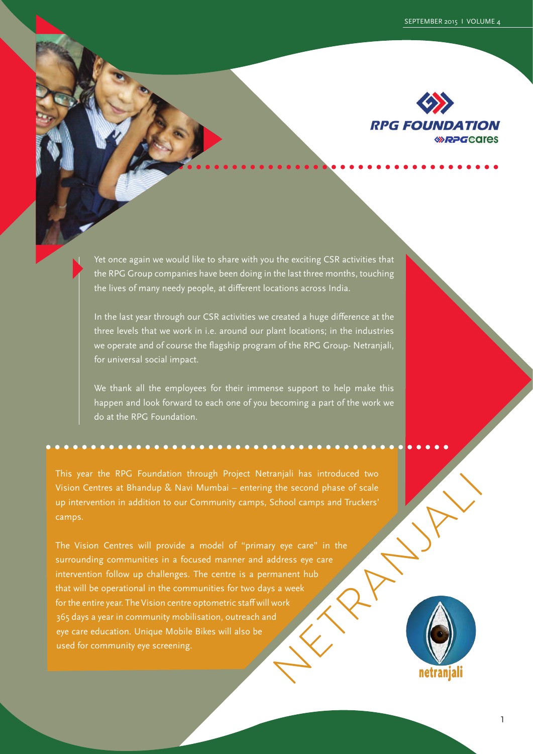# RPG FOUNDATION

RPG cares

Yet once again we would like to share with you the exciting CSR activities that the RPG Group companies have been doing in the last three months, touching the lives of many needy people, at different locations across India.

In the last year through our CSR activities we created a huge difference at the three levels that we work in i.e. around our plant locations; in the industries we operate and of course the flagship program of the RPG Group- Netranjali, for universal social impact.

We thank all the employees for their immense support to help make this happen and look forward to each one of you becoming a part of the work we do at the RPG Foundation.

## NETRANJALI

This year the RPG Foundation through Project Netranjali has introduced two Vision Centres at Bhandup & Navi Mumbai – entering the second phase of scale up intervention in addition to our Community camps, School camps and Truckers' camps.

The Vision Centres will provide a model of "primary eye care" in the surrounding communities in a focused manner and address eye care intervention follow up challenges. The centre is a permanent hub that will be operational in the communities for two days a week for the entire year. The Vision centre optometric staff will work 365 days a year in community mobilisation, outreach and eye care education. Unique Mobile Bikes will also be used for community eye screening.

netranjali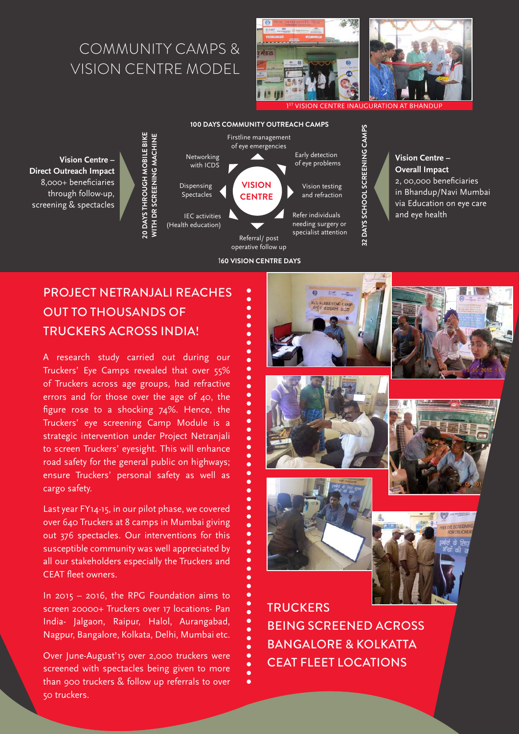# COMMUNITY CAMPS & VISION CENTRE MODEL

1ST VISION CENTRE INAUGURATION AT BHANDUP

**Vision Centre – Direct Outreach Impact**
8,000+ beneficiaries through follow-up, screening & spectacles

**20 DAYS THROUGH MOBILE BIKE WITH DR SCREENING MACHINE**

**100 DAYS COMMUNITY OUTREACH CAMPS**

**VISION CENTRE**

- Firstline management of eye emergencies
- Early detection of eye problems
- Vision testing and refraction
- Refer individuals needing surgery or specialist attention
- Referral/ post operative follow up
- IEC activities (Health education)
- Dispensing Spectacles
- Networking with ICDS

**160 VISION CENTRE DAYS**

**32 DAYS SCHOOL SCREENING CAMPS**

**Vision Centre – Overall Impact**
2, 00,000 beneficiaries in Bhandup/Navi Mumbai via Education on eye care and eye health

## PROJECT NETRANJALI REACHES OUT TO THOUSANDS OF TRUCKERS ACROSS INDIA!

A research study carried out during our Truckers' Eye Camps revealed that over 55% of Truckers across age groups, had refractive errors and for those over the age of 40, the figure rose to a shocking 74%. Hence, the Truckers' eye screening Camp Module is a strategic intervention under Project Netranjali to screen Truckers' eyesight. This will enhance road safety for the general public on highways; ensure Truckers' personal safety as well as cargo safety.

Last year FY14-15, in our pilot phase, we covered over 640 Truckers at 8 camps in Mumbai giving out 376 spectacles. Our interventions for this susceptible community was well appreciated by all our stakeholders especially the Truckers and CEAT fleet owners.

In 2015 – 2016, the RPG Foundation aims to screen 20000+ Truckers over 17 locations- Pan India- Jalgaon, Raipur, Halol, Aurangabad, Nagpur, Bangalore, Kolkata, Delhi, Mumbai etc.

Over June-August'15 over 2,000 truckers were screened with spectacles being given to more than 900 truckers & follow up referrals to over 50 truckers.

TRUCKERS BEING SCREENED ACROSS BANGALORE & KOLKATTA CEAT FLEET LOCATIONS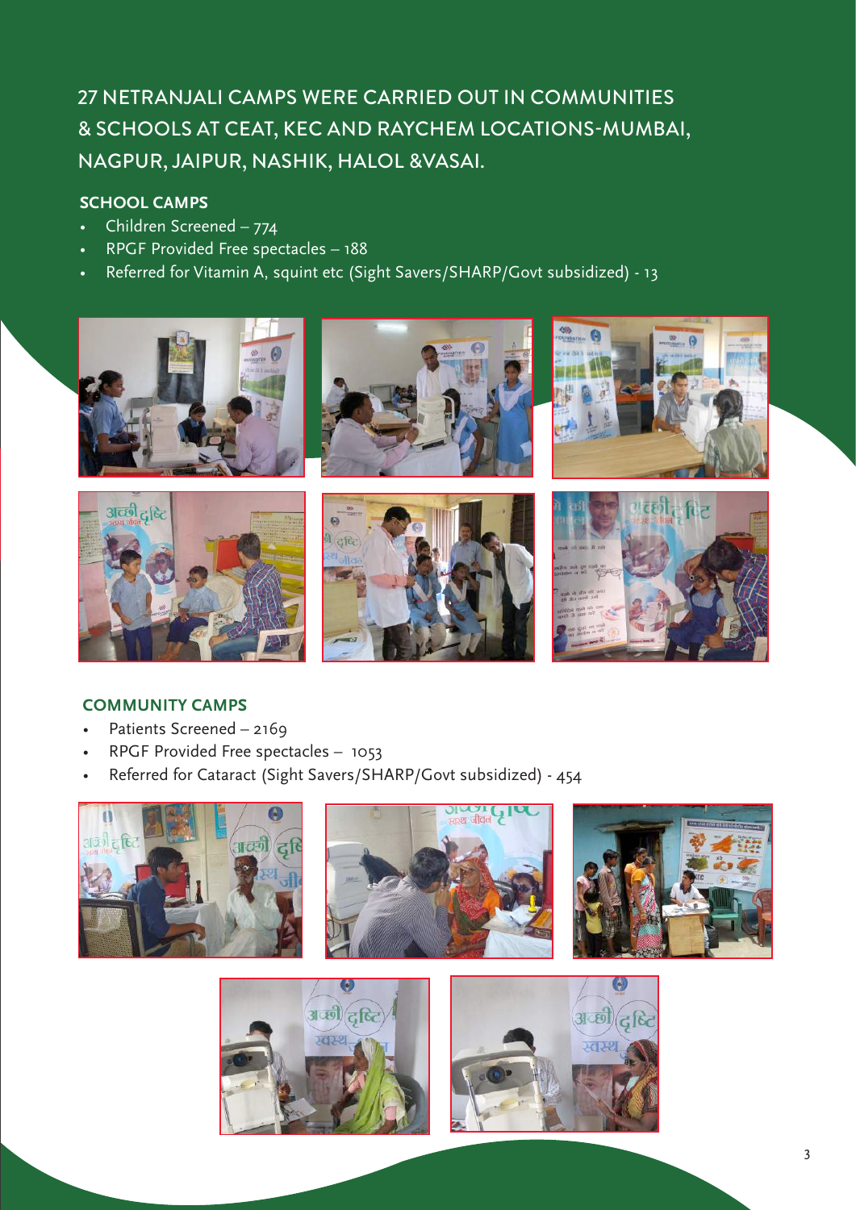# 27 NETRANJALI CAMPS WERE CARRIED OUT IN COMMUNITIES & SCHOOLS AT CEAT, KEC AND RAYCHEM LOCATIONS-MUMBAI, NAGPUR, JAIPUR, NASHIK, HALOL &VASAI.

## SCHOOL CAMPS

- Children Screened – 774
- RPGF Provided Free spectacles – 188
- Referred for Vitamin A, squint etc (Sight Savers/SHARP/Govt subsidized) - 13

## COMMUNITY CAMPS

- Patients Screened – 2169
- RPGF Provided Free spectacles – 1053
- Referred for Cataract (Sight Savers/SHARP/Govt subsidized) - 454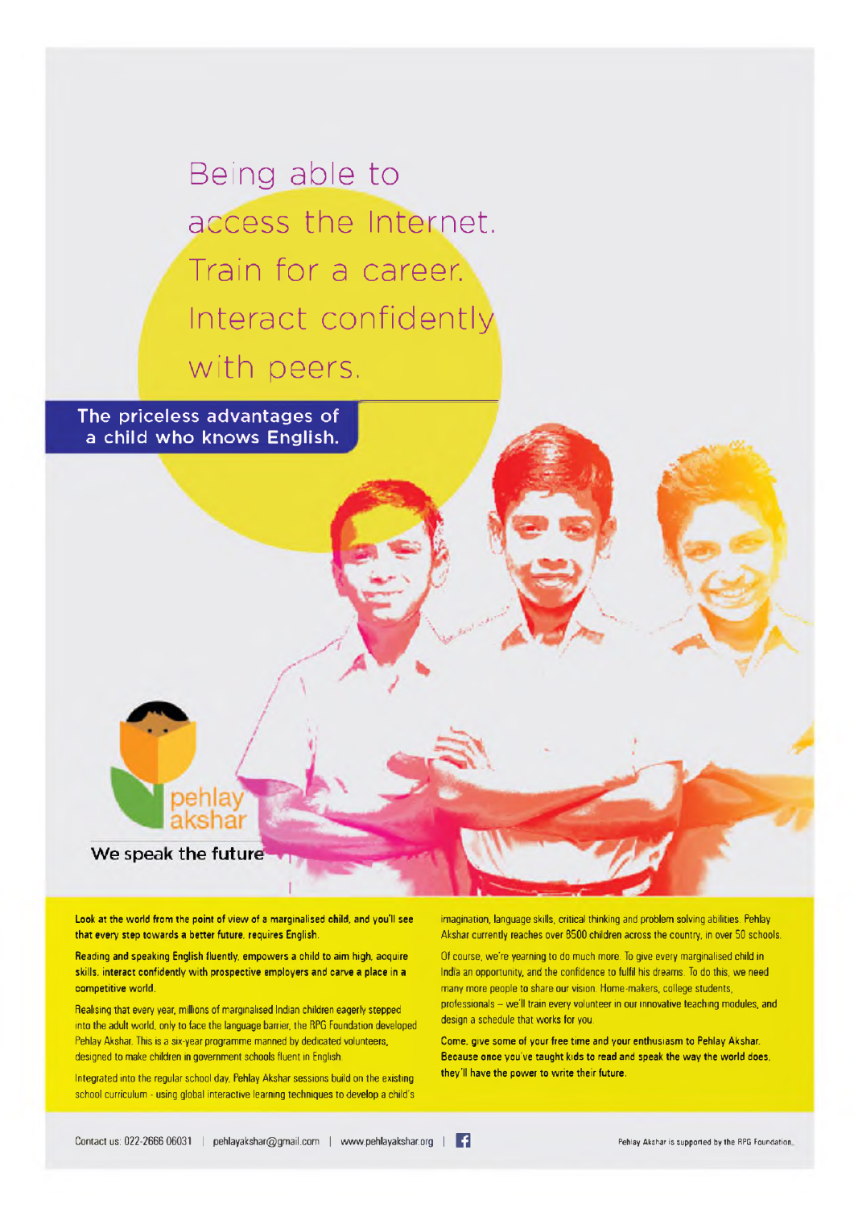# Being able to access the Internet. Train for a career. Interact confidently with peers.

**The priceless advantages of a child who knows English.**

pehlay akshar

**We speak the future**

**Look at the world from the point of view of a marginalised child, and you'll see that every step towards a better future, requires English.**

**Reading and speaking English fluently, empowers a child to aim high, acquire skills, interact confidently with prospective employers and carve a place in a competitive world.**

Realising that every year, millions of marginalised Indian children eagerly stepped into the adult world, only to face the language barrier, the RPG Foundation developed Pehlay Akshar. This is a six-year programme manned by dedicated volunteers, designed to make children in government schools fluent in English.

Integrated into the regular school day, Pehlay Akshar sessions build on the existing school curriculum - using global interactive learning techniques to develop a child's imagination, language skills, critical thinking and problem solving abilities. Pehlay Akshar currently reaches over 8500 children across the country, in over 50 schools.

Of course, we're yearning to do much more. To give every marginalised child in India an opportunity, and the confidence to fulfil his dreams. To do this, we need many more people to share our vision. Home-makers, college students, professionals – we'll train every volunteer in our innovative teaching modules, and design a schedule that works for you.

**Come, give some of your free time and your enthusiasm to Pehlay Akshar. Because once you've taught kids to read and speak the way the world does, they'll have the power to write their future.**

Contact us: 022-2666 06031 | pehlayakshar@gmail.com | www.pehlayakshar.org |

Pehlay Akshar is supported by the RPG Foundation.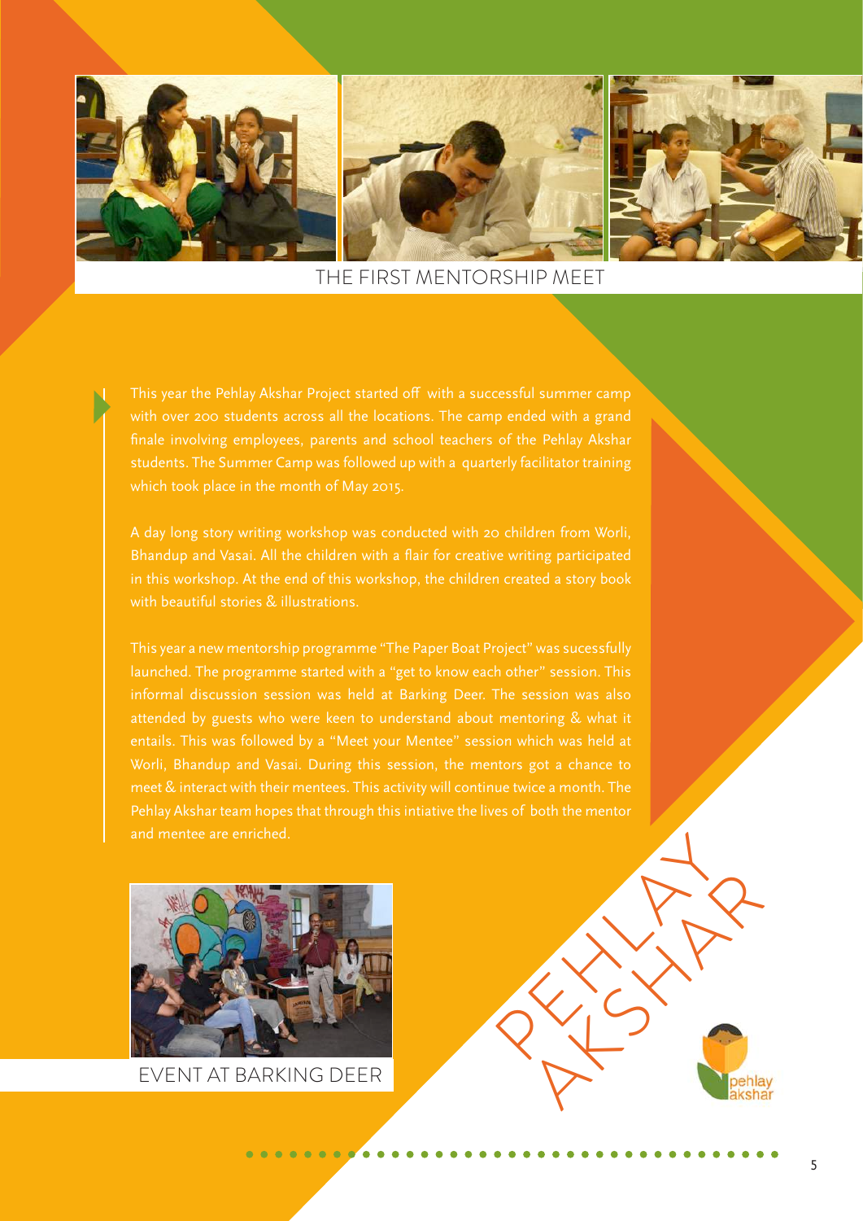THE FIRST MENTORSHIP MEET

This year the Pehlay Akshar Project started off with a successful summer camp with over 200 students across all the locations. The camp ended with a grand finale involving employees, parents and school teachers of the Pehlay Akshar students. The Summer Camp was followed up with a quarterly facilitator training which took place in the month of May 2015.

A day long story writing workshop was conducted with 20 children from Worli, Bhandup and Vasai. All the children with a flair for creative writing participated in this workshop. At the end of this workshop, the children created a story book with beautiful stories & illustrations.

This year a new mentorship programme "The Paper Boat Project" was sucessfully launched. The programme started with a "get to know each other" session. This informal discussion session was held at Barking Deer. The session was also attended by guests who were keen to understand about mentoring & what it entails. This was followed by a "Meet your Mentee" session which was held at Worli, Bhandup and Vasai. During this session, the mentors got a chance to meet & interact with their mentees. This activity will continue twice a month. The Pehlay Akshar team hopes that through this intiative the lives of both the mentor and mentee are enriched.

EVENT AT BARKING DEER

PEHLAY AKSHAR

pehlay akshar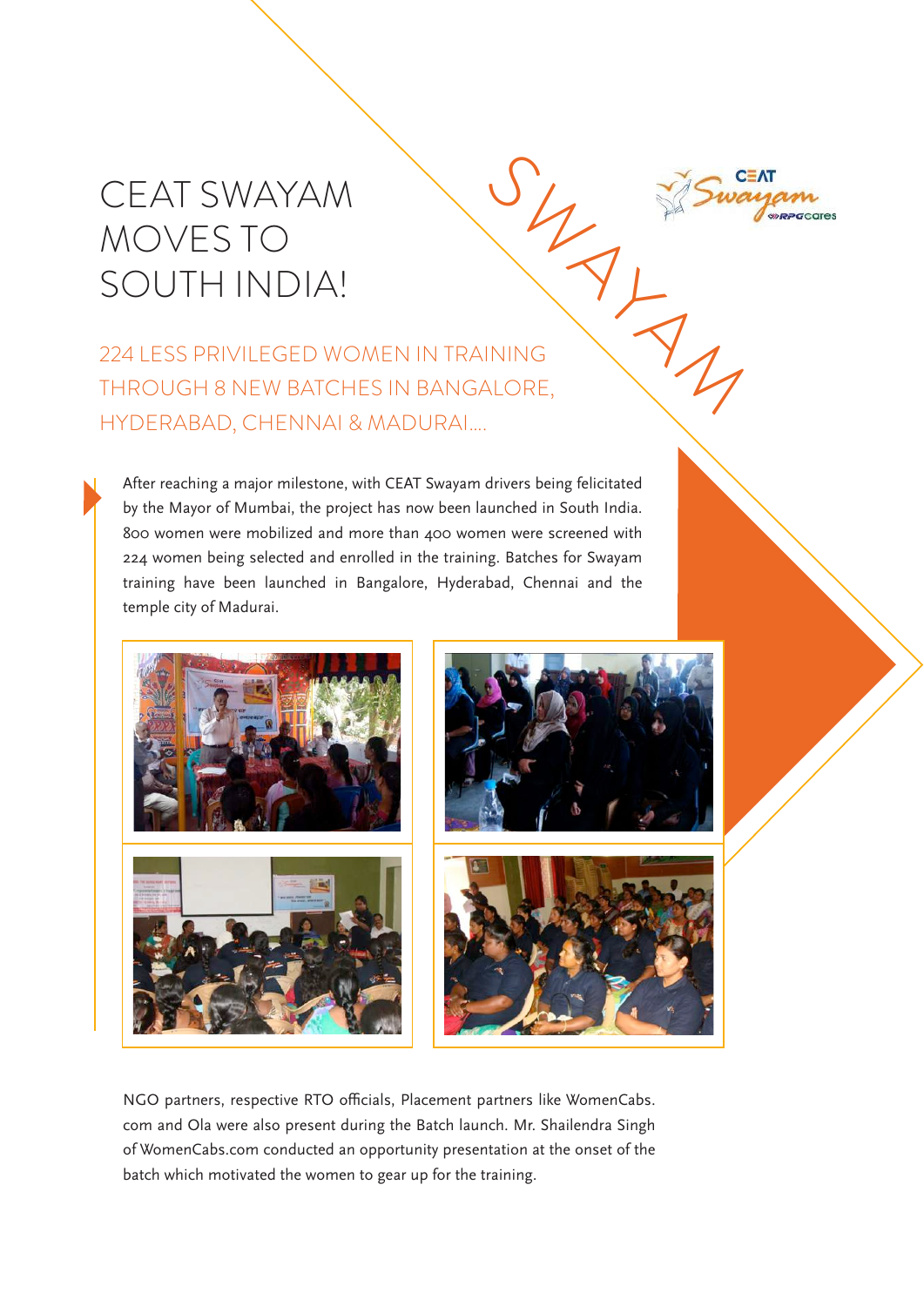# CEAT SWAYAM MOVES TO SOUTH INDIA!

## 224 LESS PRIVILEGED WOMEN IN TRAINING THROUGH 8 NEW BATCHES IN BANGALORE, HYDERABAD, CHENNAI & MADURAI....

After reaching a major milestone, with CEAT Swayam drivers being felicitated by the Mayor of Mumbai, the project has now been launched in South India. 800 women were mobilized and more than 400 women were screened with 224 women being selected and enrolled in the training. Batches for Swayam training have been launched in Bangalore, Hyderabad, Chennai and the temple city of Madurai.

NGO partners, respective RTO officials, Placement partners like WomenCabs.com and Ola were also present during the Batch launch. Mr. Shailendra Singh of WomenCabs.com conducted an opportunity presentation at the onset of the batch which motivated the women to gear up for the training.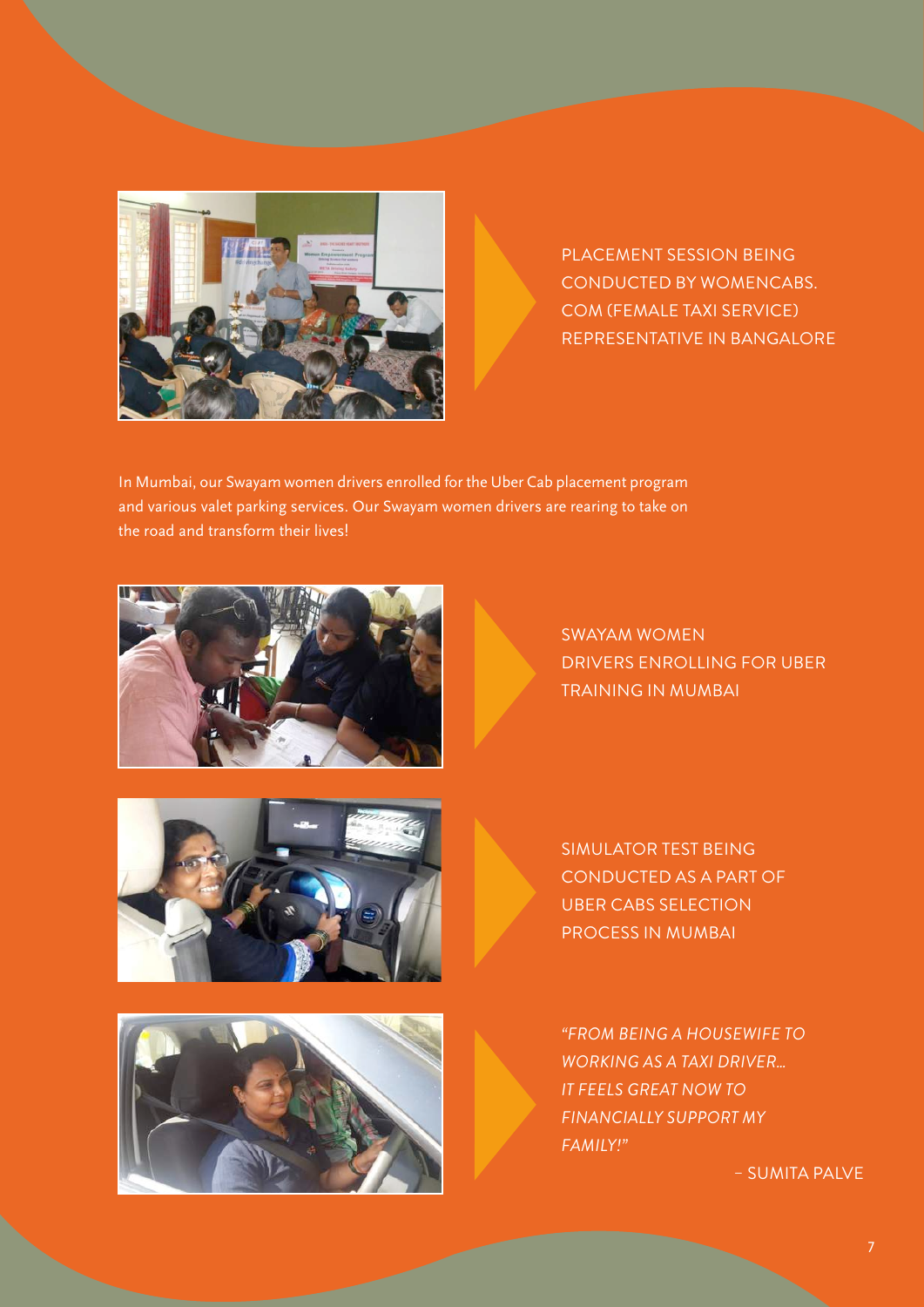PLACEMENT SESSION BEING CONDUCTED BY WOMENCABS.COM (FEMALE TAXI SERVICE) REPRESENTATIVE IN BANGALORE

In Mumbai, our Swayam women drivers enrolled for the Uber Cab placement program and various valet parking services. Our Swayam women drivers are rearing to take on the road and transform their lives!

SWAYAM WOMEN DRIVERS ENROLLING FOR UBER TRAINING IN MUMBAI

SIMULATOR TEST BEING CONDUCTED AS A PART OF UBER CABS SELECTION PROCESS IN MUMBAI

*"FROM BEING A HOUSEWIFE TO WORKING AS A TAXI DRIVER... IT FEELS GREAT NOW TO FINANCIALLY SUPPORT MY FAMILY!"*

– SUMITA PALVE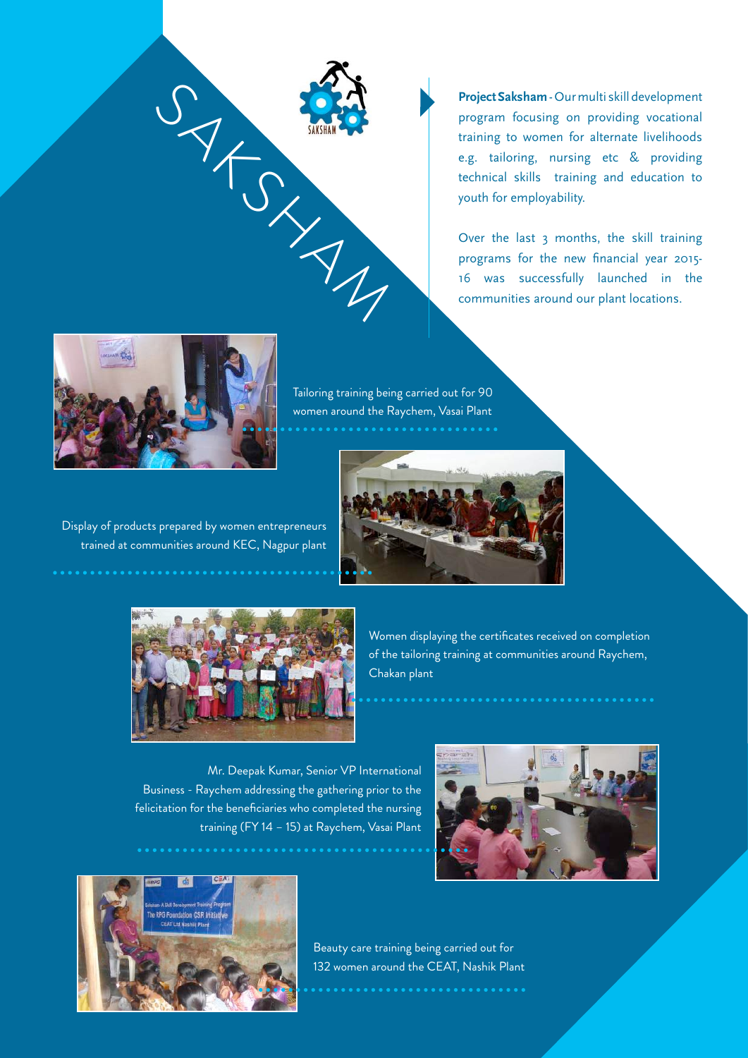# SAKSHAM

**Project Saksham** - Our multi skill development program focusing on providing vocational training to women for alternate livelihoods e.g. tailoring, nursing etc & providing technical skills training and education to youth for employability.

Over the last 3 months, the skill training programs for the new financial year 2015-16 was successfully launched in the communities around our plant locations.

Tailoring training being carried out for 90 women around the Raychem, Vasai Plant

Display of products prepared by women entrepreneurs trained at communities around KEC, Nagpur plant

Women displaying the certificates received on completion of the tailoring training at communities around Raychem, Chakan plant

Mr. Deepak Kumar, Senior VP International Business - Raychem addressing the gathering prior to the felicitation for the beneficiaries who completed the nursing training (FY 14 – 15) at Raychem, Vasai Plant

Beauty care training being carried out for 132 women around the CEAT, Nashik Plant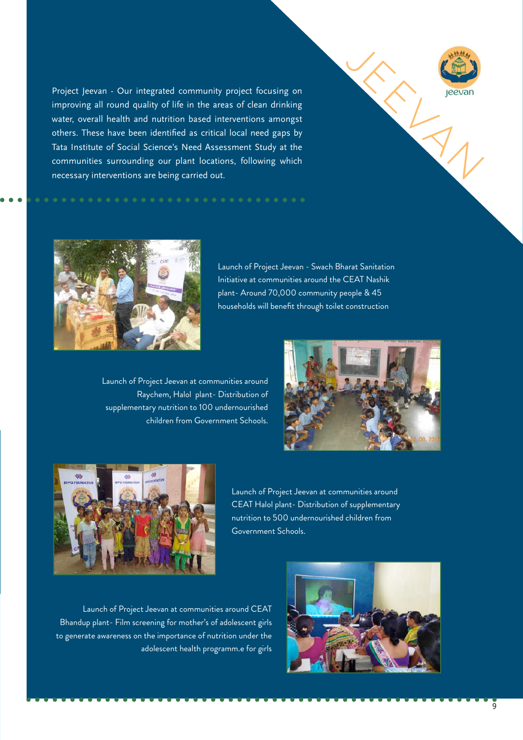# JEEVAN

Project Jeevan - Our integrated community project focusing on improving all round quality of life in the areas of clean drinking water, overall health and nutrition based interventions amongst others. These have been identified as critical local need gaps by Tata Institute of Social Science's Need Assessment Study at the communities surrounding our plant locations, following which necessary interventions are being carried out.

Launch of Project Jeevan - Swach Bharat Sanitation Initiative at communities around the CEAT Nashik plant- Around 70,000 community people & 45 households will benefit through toilet construction

Launch of Project Jeevan at communities around Raychem, Halol plant- Distribution of supplementary nutrition to 100 undernourished children from Government Schools.

Launch of Project Jeevan at communities around CEAT Halol plant- Distribution of supplementary nutrition to 500 undernourished children from Government Schools.

Launch of Project Jeevan at communities around CEAT Bhandup plant- Film screening for mother's of adolescent girls to generate awareness on the importance of nutrition under the adolescent health programm.e for girls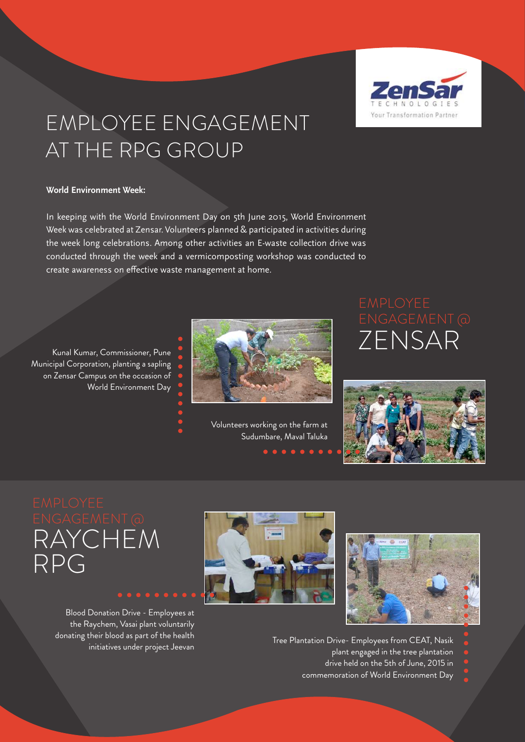# EMPLOYEE ENGAGEMENT AT THE RPG GROUP

**World Environment Week:**

In keeping with the World Environment Day on 5th June 2015, World Environment Week was celebrated at Zensar. Volunteers planned & participated in activities during the week long celebrations. Among other activities an E-waste collection drive was conducted through the week and a vermicomposting workshop was conducted to create awareness on effective waste management at home.

## EMPLOYEE ENGAGEMENT @ ZENSAR

Kunal Kumar, Commissioner, Pune Municipal Corporation, planting a sapling on Zensar Campus on the occasion of World Environment Day

Volunteers working on the farm at Sudumbare, Maval Taluka

## EMPLOYEE ENGAGEMENT @ RAYCHEM RPG

Blood Donation Drive - Employees at the Raychem, Vasai plant voluntarily donating their blood as part of the health initiatives under project Jeevan

Tree Plantation Drive- Employees from CEAT, Nasik plant engaged in the tree plantation drive held on the 5th of June, 2015 in commemoration of World Environment Day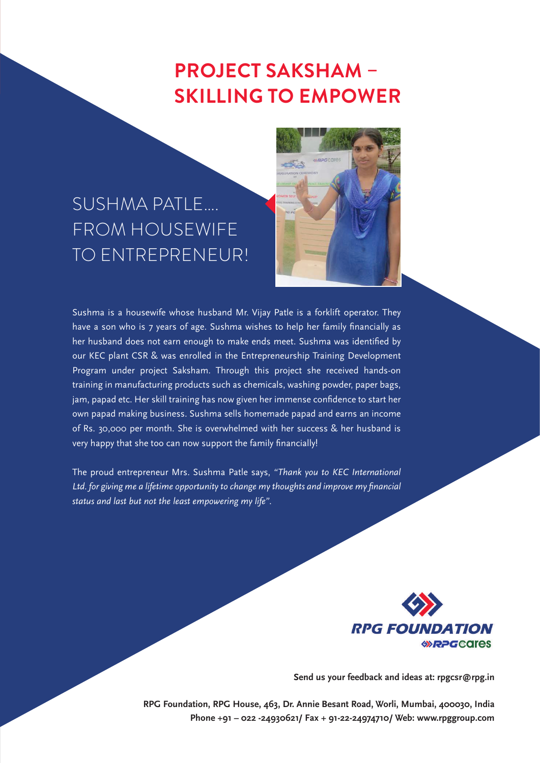# PROJECT SAKSHAM – SKILLING TO EMPOWER

## SUSHMA PATLE.... FROM HOUSEWIFE TO ENTREPRENEUR!

Sushma is a housewife whose husband Mr. Vijay Patle is a forklift operator. They have a son who is 7 years of age. Sushma wishes to help her family financially as her husband does not earn enough to make ends meet. Sushma was identified by our KEC plant CSR & was enrolled in the Entrepreneurship Training Development Program under project Saksham. Through this project she received hands-on training in manufacturing products such as chemicals, washing powder, paper bags, jam, papad etc. Her skill training has now given her immense confidence to start her own papad making business. Sushma sells homemade papad and earns an income of Rs. 30,000 per month. She is overwhelmed with her success & her husband is very happy that she too can now support the family financially!

The proud entrepreneur Mrs. Sushma Patle says, *"Thank you to KEC International Ltd. for giving me a lifetime opportunity to change my thoughts and improve my financial status and last but not the least empowering my life"*.

RPG FOUNDATION
RPG cares

**Send us your feedback and ideas at: rpgcsr@rpg.in**

**RPG Foundation, RPG House, 463, Dr. Annie Besant Road, Worli, Mumbai, 400030, India**
**Phone +91 – 022 -24930621/ Fax + 91-22-24974710/ Web: www.rpggroup.com**